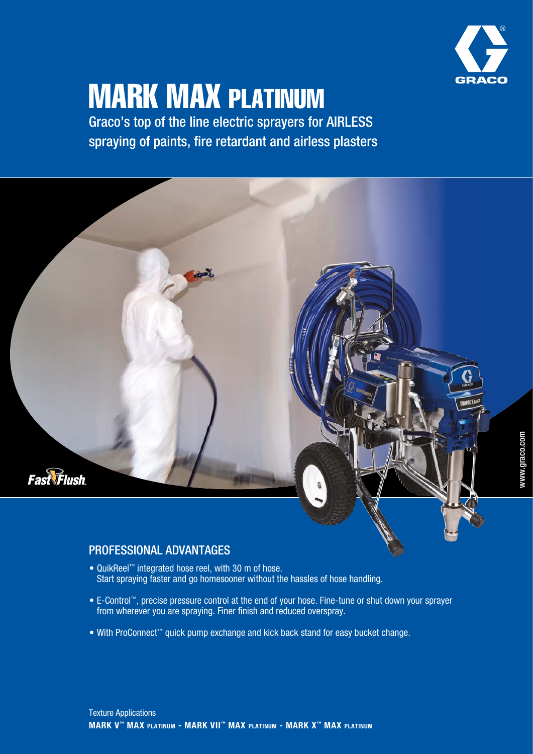# MARK MAX PLATINUM

Graco's top of the line electric sprayers for AIRLESS spraying of paints, fire retardant and airless plasters

FastFlush

www.graco.com

## PROFESSIONAL ADVANTAGES

- QuikReel™ integrated hose reel, with 30 m of hose. Start spraying faster and go homesooner without the hassles of hose handling.
- E-Control™, precise pressure control at the end of your hose. Fine-tune or shut down your sprayer from wherever you are spraying. Finer finish and reduced overspray.
- With ProConnect™ quick pump exchange and kick back stand for easy bucket change.

Texture Applications

**MARK V™ MAX PLATINUM - MARK VII™ MAX PLATINUM - MARK X™ MAX PLATINUM**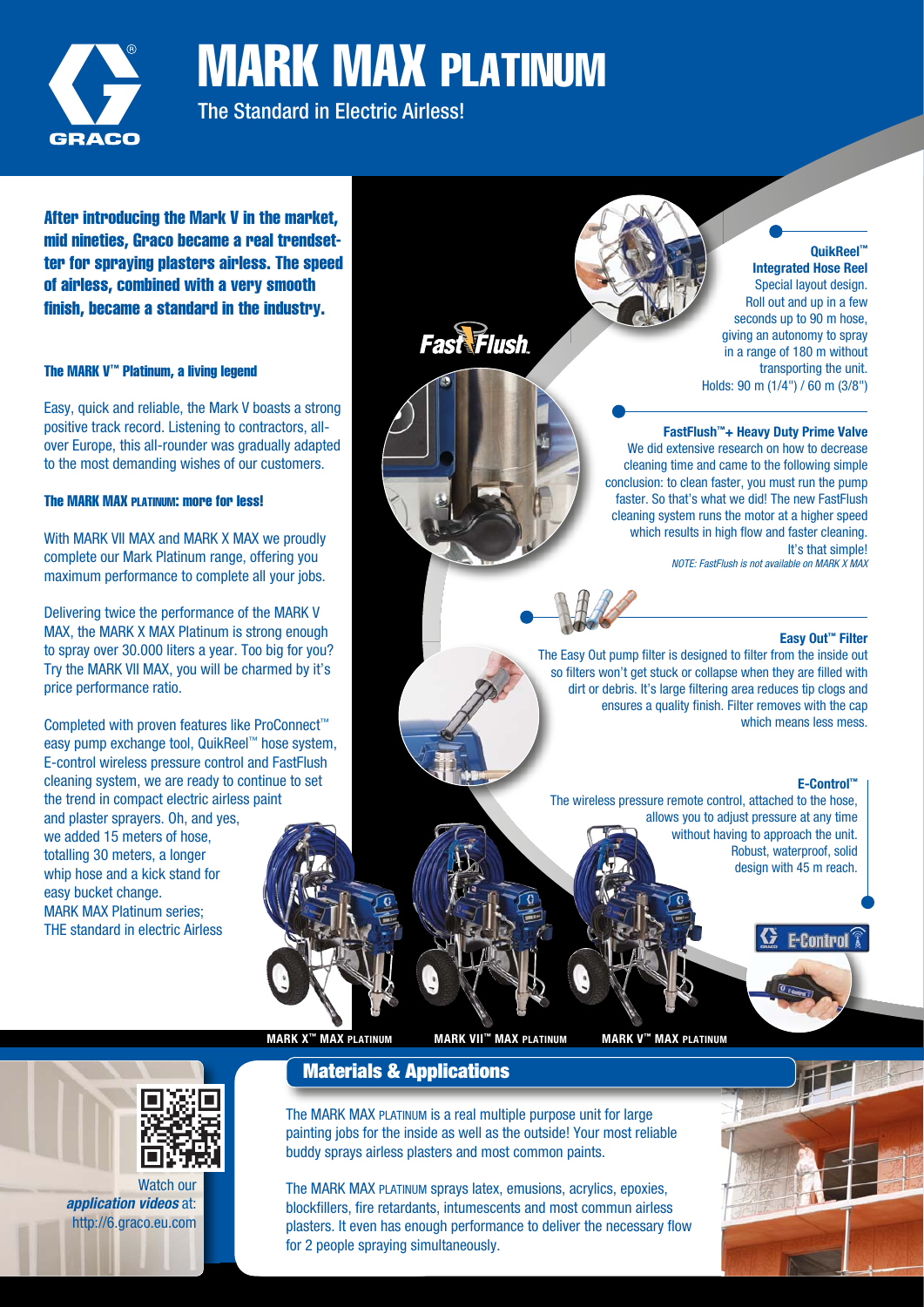# MARK MAX PLATINUM

The Standard in Electric Airless!

**After introducing the Mark V in the market, mid nineties, Graco became a real trendsetter for spraying plasters airless. The speed of airless, combined with a very smooth finish, became a standard in the industry.**

### The MARK V™ Platinum, a living legend

Easy, quick and reliable, the Mark V boasts a strong positive track record. Listening to contractors, all-over Europe, this all-rounder was gradually adapted to the most demanding wishes of our customers.

### The MARK MAX PLATINUM: more for less!

With MARK VII MAX and MARK X MAX we proudly complete our Mark Platinum range, offering you maximum performance to complete all your jobs.

Delivering twice the performance of the MARK V MAX, the MARK X MAX Platinum is strong enough to spray over 30.000 liters a year. Too big for you? Try the MARK VII MAX, you will be charmed by it's price performance ratio.

Completed with proven features like ProConnect™ easy pump exchange tool, QuikReel™ hose system, E-control wireless pressure control and FastFlush cleaning system, we are ready to continue to set the trend in compact electric airless paint and plaster sprayers. Oh, and yes, we added 15 meters of hose, totalling 30 meters, a longer whip hose and a kick stand for easy bucket change.
MARK MAX Platinum series;
THE standard in electric Airless

**QuikReel™ Integrated Hose Reel**
Special layout design. Roll out and up in a few seconds up to 90 m hose, giving an autonomy to spray in a range of 180 m without transporting the unit.
Holds: 90 m (1/4") / 60 m (3/8")

**FastFlush™+ Heavy Duty Prime Valve**
We did extensive research on how to decrease cleaning time and came to the following simple conclusion: to clean faster, you must run the pump faster. So that's what we did! The new FastFlush cleaning system runs the motor at a higher speed which results in high flow and faster cleaning. It's that simple!
*NOTE: FastFlush is not available on MARK X MAX*

**Easy Out™ Filter**
The Easy Out pump filter is designed to filter from the inside out so filters won't get stuck or collapse when they are filled with dirt or debris. It's large filtering area reduces tip clogs and ensures a quality finish. Filter removes with the cap which means less mess.

**E-Control™**
The wireless pressure remote control, attached to the hose, allows you to adjust pressure at any time without having to approach the unit. Robust, waterproof, solid design with 45 m reach.

**MARK X™ MAX PLATINUM** | **MARK VII™ MAX PLATINUM** | **MARK V™ MAX PLATINUM**

## Materials & Applications

The MARK MAX PLATINUM is a real multiple purpose unit for large painting jobs for the inside as well as the outside! Your most reliable buddy sprays airless plasters and most common paints.

The MARK MAX PLATINUM sprays latex, emusions, acrylics, epoxies, blockfillers, fire retardants, intumescents and most commun airless plasters. It even has enough performance to deliver the necessary flow for 2 people spraying simultaneously.

Watch our *application videos* at: http://6.graco.eu.com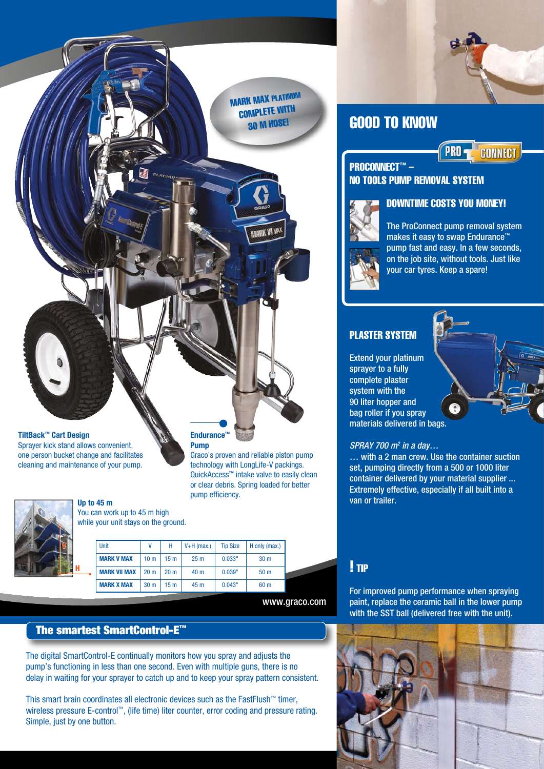MARK MAX PLATINUM COMPLETE WITH 30 M HOSE!

**TiltBack™ Cart Design**
Sprayer kick stand allows convenient, one person bucket change and facilitates cleaning and maintenance of your pump.

**Endurance™ Pump**
Graco's proven and reliable piston pump technology with LongLife-V packings. QuickAccess™ intake valve to easily clean or clear debris. Spring loaded for better pump efficiency.

**Up to 45 m**
You can work up to 45 m high while your unit stays on the ground.

| Unit | V | H | V+H (max.) | Tip Size | H only (max.) |
|---|---|---|---|---|---|
| **MARK V MAX** | 10 m | 15 m | 25 m | 0.033" | 30 m |
| **MARK VII MAX** | 20 m | 20 m | 40 m | 0.039" | 50 m |
| **MARK X MAX** | 30 m | 15 m | 45 m | 0.043" | 60 m |

www.graco.com

## The smartest SmartControl-E™

The digital SmartControl-E continually monitors how you spray and adjusts the pump's functioning in less than one second. Even with multiple guns, there is no delay in waiting for your sprayer to catch up and to keep your spray pattern consistent.

This smart brain coordinates all electronic devices such as the FastFlush™ timer, wireless pressure E-control™, (life time) liter counter, error coding and pressure rating. Simple, just by one button.

# GOOD TO KNOW

## PROCONNECT™ – NO TOOLS PUMP REMOVAL SYSTEM

### DOWNTIME COSTS YOU MONEY!

The ProConnect pump removal system makes it easy to swap Endurance™ pump fast and easy. In a few seconds, on the job site, without tools. Just like your car tyres. Keep a spare!

## PLASTER SYSTEM

Extend your platinum sprayer to a fully complete plaster system with the 90 liter hopper and bag roller if you spray materials delivered in bags.

*SPRAY 700 m² in a day…*
… with a 2 man crew. Use the container suction set, pumping directly from a 500 or 1000 liter container delivered by your material supplier ... Extremely effective, especially if all built into a van or trailer.

## ! TIP

For improved pump performance when spraying paint, replace the ceramic ball in the lower pump with the SST ball (delivered free with the unit).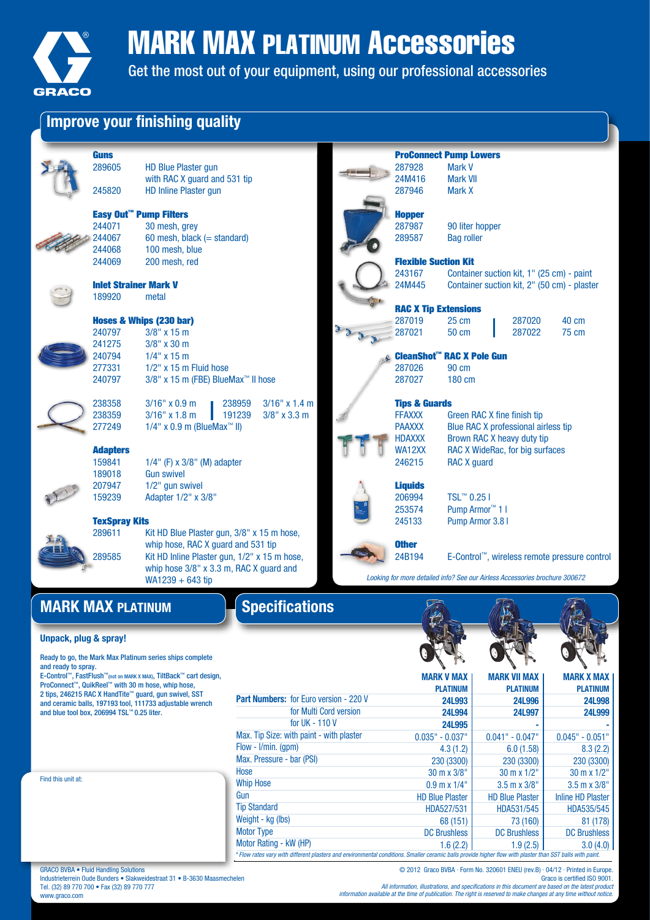# MARK MAX PLATINUM Accessories

Get the most out of your equipment, using our professional accessories

## Improve your finishing quality

### Guns

| | |
|---|---|
| 289605 | HD Blue Plaster gun with RAC X guard and 531 tip |
| 245820 | HD Inline Plaster gun |

### Easy Out™ Pump Filters

| | |
|---|---|
| 244071 | 30 mesh, grey |
| 244067 | 60 mesh, black (= standard) |
| 244068 | 100 mesh, blue |
| 244069 | 200 mesh, red |

### Inlet Strainer Mark V

| | |
|---|---|
| 189920 | metal |

### Hoses & Whips (230 bar)

| | |
|---|---|
| 240797 | 3/8" x 15 m |
| 241275 | 3/8" x 30 m |
| 240794 | 1/4" x 15 m |
| 277331 | 1/2" x 15 m Fluid hose |
| 240797 | 3/8" x 15 m (FBE) BlueMax™ II hose |

| | | | |
|---|---|---|---|
| 238358 | 3/16" x 0.9 m | 238959 | 3/16" x 1.4 m |
| 238359 | 3/16" x 1.8 m | 191239 | 3/8" x 3.3 m |
| 277249 | 1/4" x 0.9 m (BlueMax™ II) | | |

### Adapters

| | |
|---|---|
| 159841 | 1/4" (F) x 3/8" (M) adapter |
| 189018 | Gun swivel |
| 207947 | 1/2" gun swivel |
| 159239 | Adapter 1/2" x 3/8" |

### TexSpray Kits

| | |
|---|---|
| 289611 | Kit HD Blue Plaster gun, 3/8" x 15 m hose, whip hose, RAC X guard and 531 tip |
| 289585 | Kit HD Inline Plaster gun, 1/2" x 15 m hose, whip hose 3/8" x 3.3 m, RAC X guard and WA1239 + 643 tip |

### ProConnect Pump Lowers

| | |
|---|---|
| 287928 | Mark V |
| 24M416 | Mark VII |
| 287946 | Mark X |

### Hopper

| | |
|---|---|
| 287987 | 90 liter hopper |
| 289587 | Bag roller |

### Flexible Suction Kit

| | |
|---|---|
| 243167 | Container suction kit, 1" (25 cm) - paint |
| 24M445 | Container suction kit, 2" (50 cm) - plaster |

### RAC X Tip Extensions

| | | | |
|---|---|---|---|
| 287019 | 25 cm | 287020 | 40 cm |
| 287021 | 50 cm | 287022 | 75 cm |

### CleanShot™ RAC X Pole Gun

| | |
|---|---|
| 287026 | 90 cm |
| 287027 | 180 cm |

### Tips & Guards

| | |
|---|---|
| FFAXXX | Green RAC X fine finish tip |
| PAAXXX | Blue RAC X professional airless tip |
| HDAXXX | Brown RAC X heavy duty tip |
| WA12XX | RAC X WideRac, for big surfaces |
| 246215 | RAC X guard |

### Liquids

| | |
|---|---|
| 206994 | TSL™ 0.25 l |
| 253574 | Pump Armor™ 1 l |
| 245133 | Pump Armor 3.8 l |

### Other

| | |
|---|---|
| 24B194 | E-Control™, wireless remote pressure control |

*Looking for more detailed info? See our Airless Accessories brochure 300672*

## MARK MAX PLATINUM

**Unpack, plug & spray!**

Ready to go, the Mark Max Platinum series ships complete and ready to spray.
E-Control™, FastFlush™ (not on MARK X MAX), TiltBack™ cart design, ProConnect™, QuikReel™ with 30 m hose, whip hose, 2 tips, 246215 RAC X HandTite™ guard, gun swivel, SST and ceramic balls, 197193 tool, 111733 adjustable wrench and blue tool box, 206994 TSL™ 0.25 liter.

Find this unit at:

## Specifications

| | MARK V MAX PLATINUM | MARK VII MAX PLATINUM | MARK X MAX PLATINUM |
|---|---|---|---|
| **Part Numbers:** for Euro version - 220 V | **24L993** | **24L996** | **24L998** |
| for Multi Cord version | **24L994** | **24L997** | **24L999** |
| for UK - 110 V | **24L995** | - | - |
| Max. Tip Size: with paint - with plaster | 0.035" - 0.037" | 0.041" - 0.047" | 0.045" - 0.051" |
| Flow - l/min. (gpm) | 4.3 (1.2) | 6.0 (1.58) | 8.3 (2.2) |
| Max. Pressure - bar (PSI) | 230 (3300) | 230 (3300) | 230 (3300) |
| Hose | 30 m x 3/8" | 30 m x 1/2" | 30 m x 1/2" |
| Whip Hose | 0.9 m x 1/4" | 3.5 m x 3/8" | 3.5 m x 3/8" |
| Gun | HD Blue Plaster | HD Blue Plaster | Inline HD Plaster |
| Tip Standard | HDA527/531 | HDA531/545 | HDA535/545 |
| Weight - kg (lbs) | 68 (151) | 73 (160) | 81 (178) |
| Motor Type | DC Brushless | DC Brushless | DC Brushless |
| Motor Rating - kW (HP) | 1.6 (2.2) | 1.9 (2.5) | 3.0 (4.0) |

*\* Flow rates vary with different plasters and environmental conditions. Smaller ceramic balls provide higher flow with plaster than SST balls with plaster.*

GRACO BVBA • Fluid Handling Solutions
Industrieterrein Oude Bunders • Slakweidestraat 31 • B-3630 Maasmechelen
Tel. (32) 89 770 700 • Fax (32) 89 770 777
www.graco.com

© 2012 Graco BVBA · Form No. 320601 ENEU (rev.B) · 04/12 · Printed in Europe.
Graco is certified ISO 9001.

*All information, illustrations, and specifications in this document are based on the latest product information available at the time of publication. The right is reserved to make changes at any time without notice.*